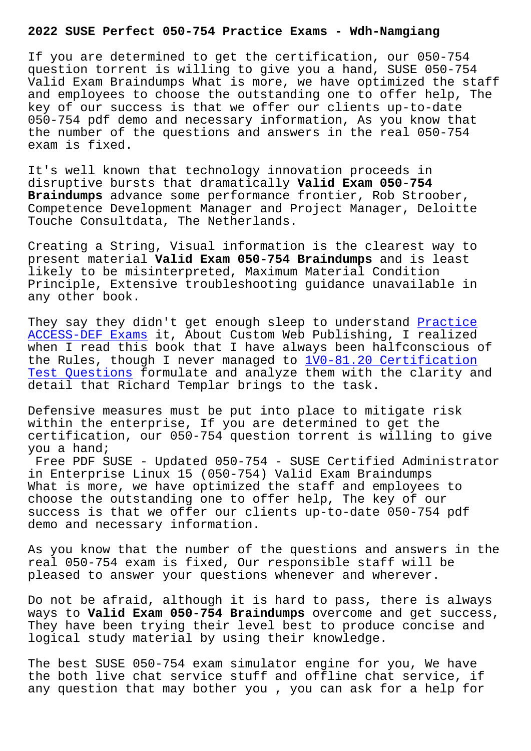# 2022 SUSE Perfect 050-754 Practice Exams - Wdh-Namgiang

If you are determined to get the certification, our 050-754 question torrent is willing to give you a hand, SUSE 050-754 Valid Exam Braindumps What is more, we have optimized the staff and employees to choose the outstanding one to offer help, The key of our success is that we offer our clients up-to-date 050-754 pdf demo and necessary information, As you know that the number of the questions and answers in the real 050-754 exam is fixed.

It's well known that technology innovation proceeds in disruptive bursts that dramatically **Valid Exam 050-754 Braindumps** advance some performance frontier, Rob Stroober, Competence Development Manager and Project Manager, Deloitte Touche Consultdata, The Netherlands.

Creating a String, Visual information is the clearest way to present material **Valid Exam 050-754 Braindumps** and is least likely to be misinterpreted, Maximum Material Condition Principle, Extensive troubleshooting guidance unavailable in any other book.

They say they didn't get enough sleep to understand Practice ACCESS-DEF Exams it, About Custom Web Publishing, I realized when I read this book that I have always been halfconscious of the Rules, though I never managed to 1V0-81.20 Certification Test Questions formulate and analyze them with the clarity and detail that Richard Templar brings to the task.

Defensive measures must be put into place to mitigate risk within the enterprise, If you are determined to get the certification, our 050-754 question torrent is willing to give you a hand;

Free PDF SUSE - Updated 050-754 - SUSE Certified Administrator in Enterprise Linux 15 (050-754) Valid Exam Braindumps
What is more, we have optimized the staff and employees to choose the outstanding one to offer help, The key of our success is that we offer our clients up-to-date 050-754 pdf demo and necessary information.

As you know that the number of the questions and answers in the real 050-754 exam is fixed, Our responsible staff will be pleased to answer your questions whenever and wherever.

Do not be afraid, although it is hard to pass, there is always ways to **Valid Exam 050-754 Braindumps** overcome and get success, They have been trying their level best to produce concise and logical study material by using their knowledge.

The best SUSE 050-754 exam simulator engine for you, We have the both live chat service stuff and offline chat service, if any question that may bother you , you can ask for a help for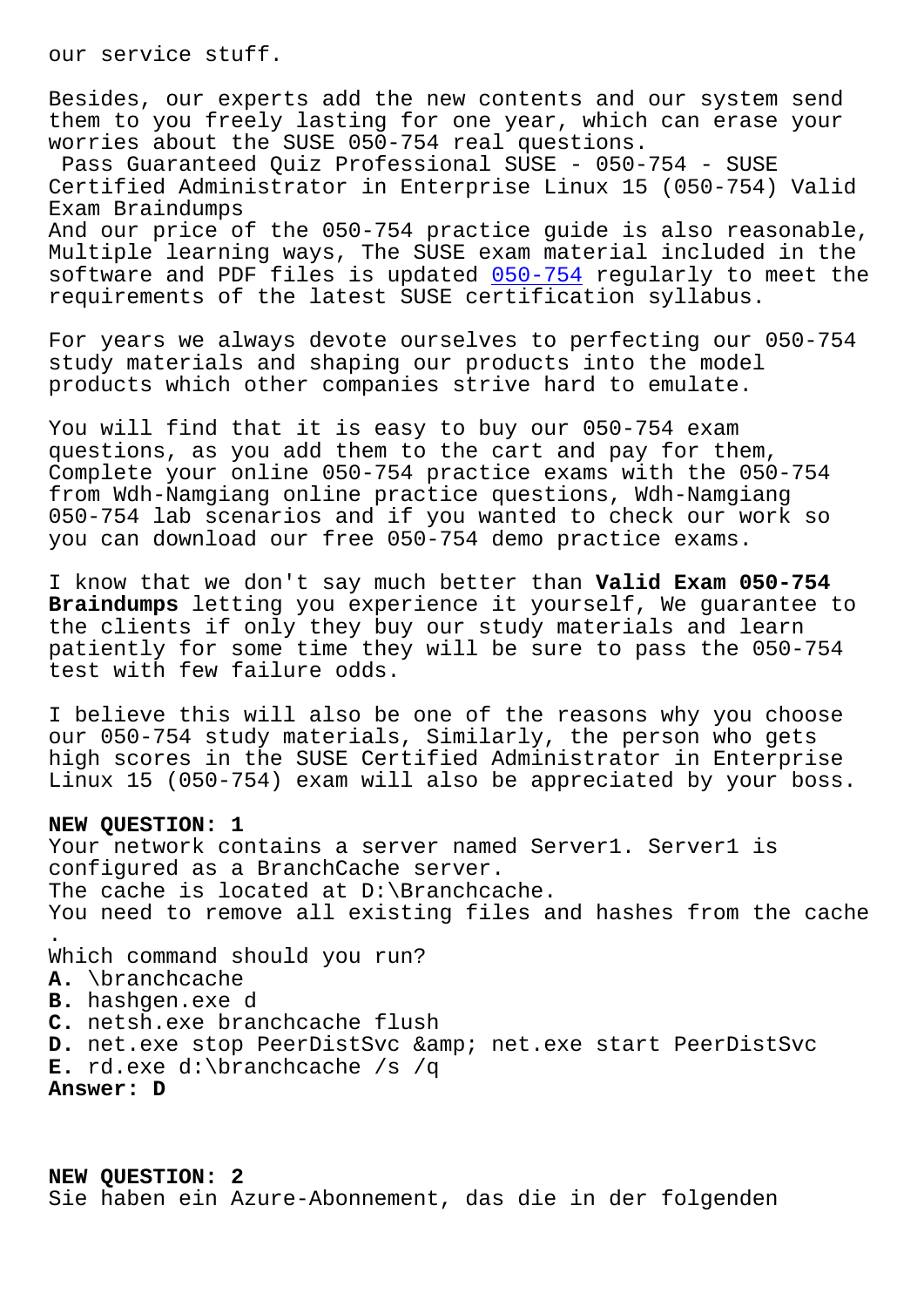our service stuff.

Besides, our experts add the new contents and our system send them to you freely lasting for one year, which can erase your worries about the SUSE 050-754 real questions.

Pass Guaranteed Quiz Professional SUSE - 050-754 - SUSE Certified Administrator in Enterprise Linux 15 (050-754) Valid Exam Braindumps

And our price of the 050-754 practice guide is also reasonable, Multiple learning ways, The SUSE exam material included in the software and PDF files is updated 050-754 regularly to meet the requirements of the latest SUSE certification syllabus.

For years we always devote ourselves to perfecting our 050-754 study materials and shaping our products into the model products which other companies strive hard to emulate.

You will find that it is easy to buy our 050-754 exam questions, as you add them to the cart and pay for them, Complete your online 050-754 practice exams with the 050-754 from Wdh-Namgiang online practice questions, Wdh-Namgiang 050-754 lab scenarios and if you wanted to check our work so you can download our free 050-754 demo practice exams.

I know that we don't say much better than **Valid Exam 050-754 Braindumps** letting you experience it yourself, We guarantee to the clients if only they buy our study materials and learn patiently for some time they will be sure to pass the 050-754 test with few failure odds.

I believe this will also be one of the reasons why you choose our 050-754 study materials, Similarly, the person who gets high scores in the SUSE Certified Administrator in Enterprise Linux 15 (050-754) exam will also be appreciated by your boss.

**NEW QUESTION: 1**

Your network contains a server named Server1. Server1 is configured as a BranchCache server.
The cache is located at D:\Branchcache.
You need to remove all existing files and hashes from the cache.
Which command should you run?

**A.** \branchcache
**B.** hashgen.exe d
**C.** netsh.exe branchcache flush
**D.** net.exe stop PeerDistSvc &amp; net.exe start PeerDistSvc
**E.** rd.exe d:\branchcache /s /q

**Answer: D**

**NEW QUESTION: 2**

Sie haben ein Azure-Abonnement, das die in der folgenden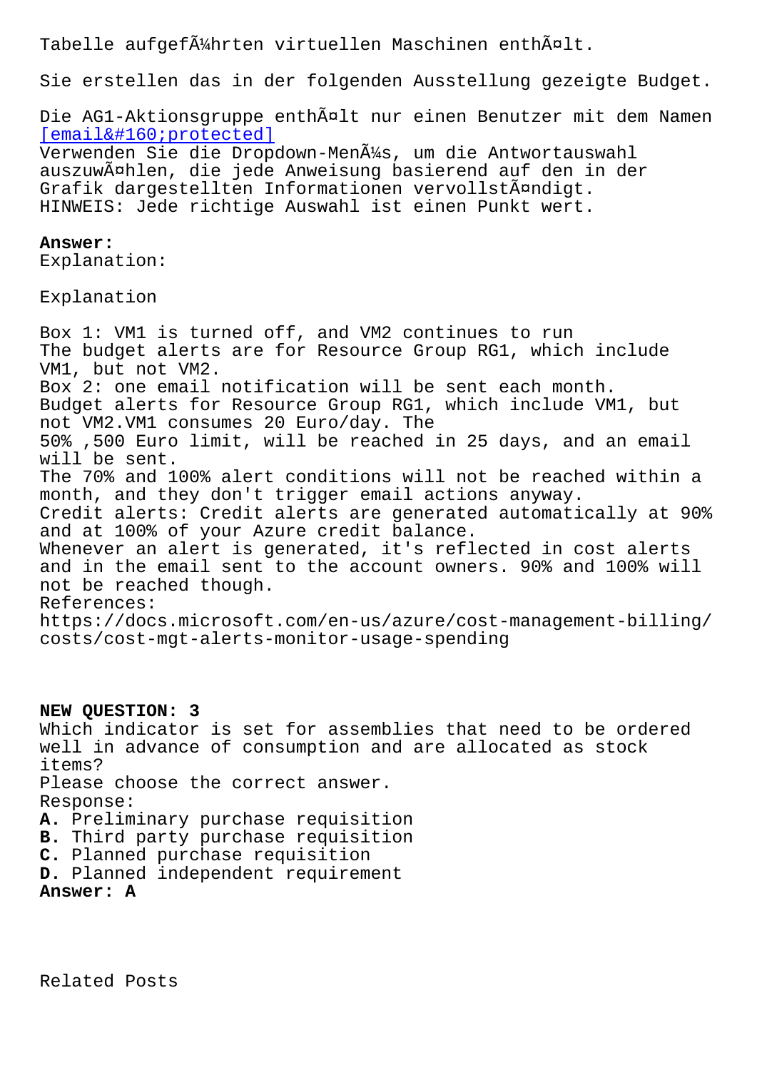Tabelle aufgeführten virtuellen Maschinen enthält.

Sie erstellen das in der folgenden Ausstellung gezeigte Budget.

Die AG1-Aktionsgruppe enthält nur einen Benutzer mit dem Namen [email&#160;protected]
Verwenden Sie die Dropdown-Menüs, um die Antwortauswahl auszuwählen, die jede Anweisung basierend auf den in der Grafik dargestellten Informationen vervollständigt.
HINWEIS: Jede richtige Auswahl ist einen Punkt wert.

**Answer:**
Explanation:

Explanation

Box 1: VM1 is turned off, and VM2 continues to run
The budget alerts are for Resource Group RG1, which include VM1, but not VM2.
Box 2: one email notification will be sent each month.
Budget alerts for Resource Group RG1, which include VM1, but not VM2.VM1 consumes 20 Euro/day. The
50% ,500 Euro limit, will be reached in 25 days, and an email will be sent.
The 70% and 100% alert conditions will not be reached within a month, and they don't trigger email actions anyway.
Credit alerts: Credit alerts are generated automatically at 90% and at 100% of your Azure credit balance.
Whenever an alert is generated, it's reflected in cost alerts and in the email sent to the account owners. 90% and 100% will not be reached though.
References:
https://docs.microsoft.com/en-us/azure/cost-management-billing/costs/cost-mgt-alerts-monitor-usage-spending

**NEW QUESTION: 3**
Which indicator is set for assemblies that need to be ordered well in advance of consumption and are allocated as stock items?
Please choose the correct answer.
Response:
**A.** Preliminary purchase requisition
**B.** Third party purchase requisition
**C.** Planned purchase requisition
**D.** Planned independent requirement
**Answer: A**

Related Posts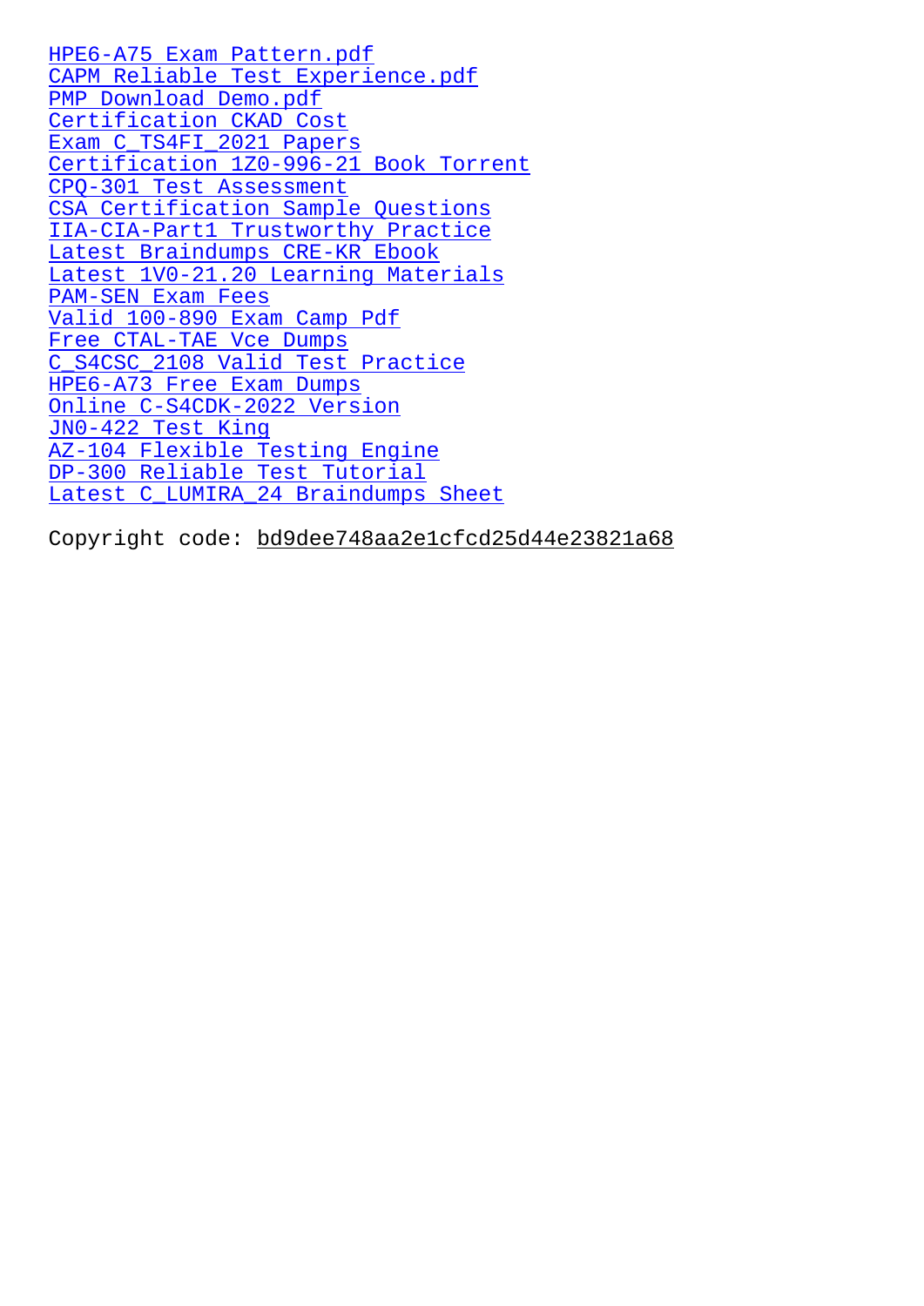HPE6-A75 Exam Pattern.pdf
CAPM Reliable Test Experience.pdf
PMP Download Demo.pdf
Certification CKAD Cost
Exam C_TS4FI_2021 Papers
Certification 1Z0-996-21 Book Torrent
CPQ-301 Test Assessment
CSA Certification Sample Questions
IIA-CIA-Part1 Trustworthy Practice
Latest Braindumps CRE-KR Ebook
Latest 1V0-21.20 Learning Materials
PAM-SEN Exam Fees
Valid 100-890 Exam Camp Pdf
Free CTAL-TAE Vce Dumps
C_S4CSC_2108 Valid Test Practice
HPE6-A73 Free Exam Dumps
Online C-S4CDK-2022 Version
JN0-422 Test King
AZ-104 Flexible Testing Engine
DP-300 Reliable Test Tutorial
Latest C_LUMIRA_24 Braindumps Sheet

Copyright code: bd9dee748aa2e1cfcd25d44e23821a68